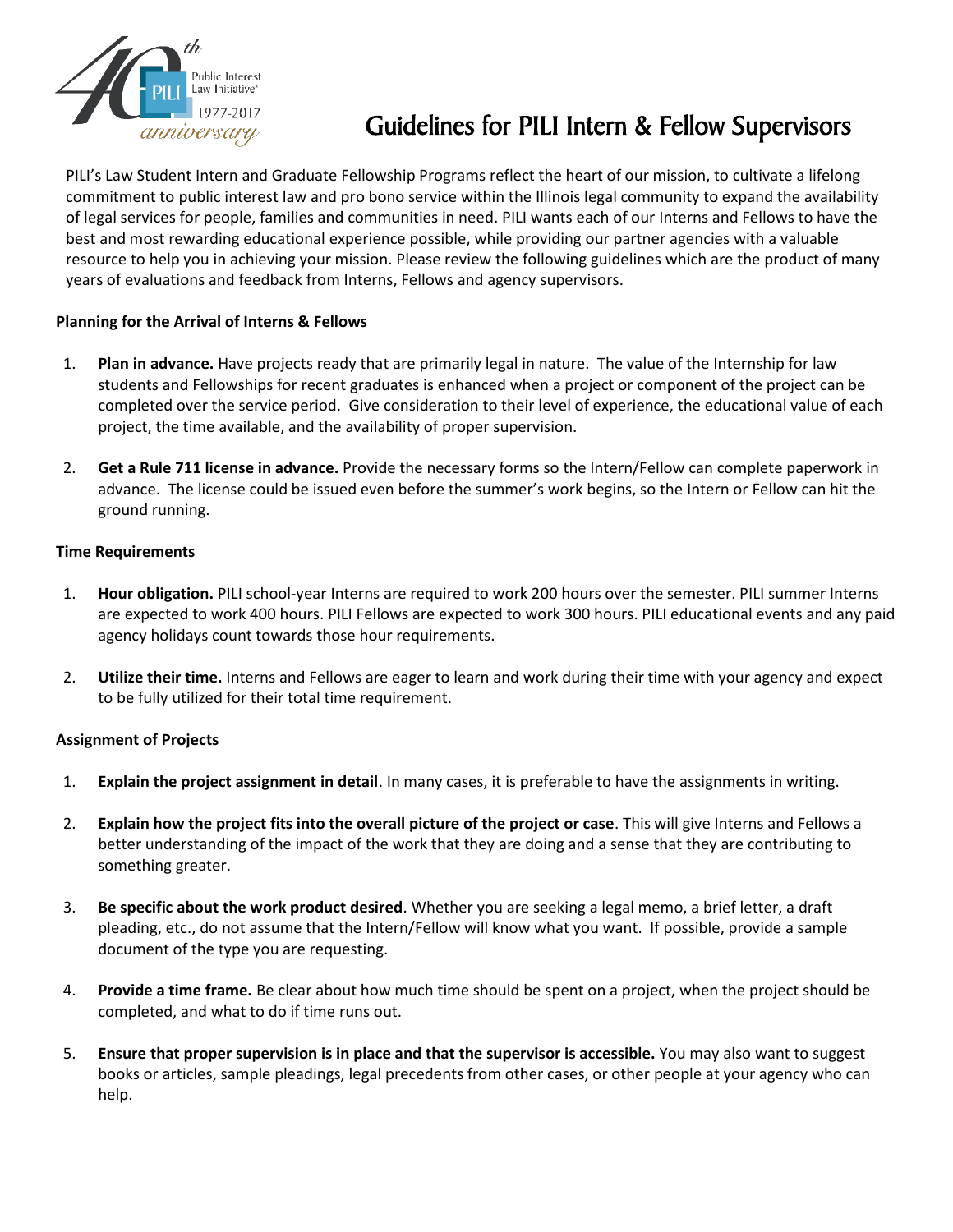# Guidelines for PILI Intern & Fellow Supervisors

PILI's Law Student Intern and Graduate Fellowship Programs reflect the heart of our mission, to cultivate a lifelong commitment to public interest law and pro bono service within the Illinois legal community to expand the availability of legal services for people, families and communities in need. PILI wants each of our Interns and Fellows to have the best and most rewarding educational experience possible, while providing our partner agencies with a valuable resource to help you in achieving your mission. Please review the following guidelines which are the product of many years of evaluations and feedback from Interns, Fellows and agency supervisors.

**Planning for the Arrival of Interns & Fellows**

1. **Plan in advance.** Have projects ready that are primarily legal in nature. The value of the Internship for law students and Fellowships for recent graduates is enhanced when a project or component of the project can be completed over the service period. Give consideration to their level of experience, the educational value of each project, the time available, and the availability of proper supervision.

2. **Get a Rule 711 license in advance.** Provide the necessary forms so the Intern/Fellow can complete paperwork in advance. The license could be issued even before the summer's work begins, so the Intern or Fellow can hit the ground running.

**Time Requirements**

1. **Hour obligation.** PILI school-year Interns are required to work 200 hours over the semester. PILI summer Interns are expected to work 400 hours. PILI Fellows are expected to work 300 hours. PILI educational events and any paid agency holidays count towards those hour requirements.

2. **Utilize their time.** Interns and Fellows are eager to learn and work during their time with your agency and expect to be fully utilized for their total time requirement.

**Assignment of Projects**

1. **Explain the project assignment in detail**. In many cases, it is preferable to have the assignments in writing.

2. **Explain how the project fits into the overall picture of the project or case**. This will give Interns and Fellows a better understanding of the impact of the work that they are doing and a sense that they are contributing to something greater.

3. **Be specific about the work product desired**. Whether you are seeking a legal memo, a brief letter, a draft pleading, etc., do not assume that the Intern/Fellow will know what you want. If possible, provide a sample document of the type you are requesting.

4. **Provide a time frame.** Be clear about how much time should be spent on a project, when the project should be completed, and what to do if time runs out.

5. **Ensure that proper supervision is in place and that the supervisor is accessible.** You may also want to suggest books or articles, sample pleadings, legal precedents from other cases, or other people at your agency who can help.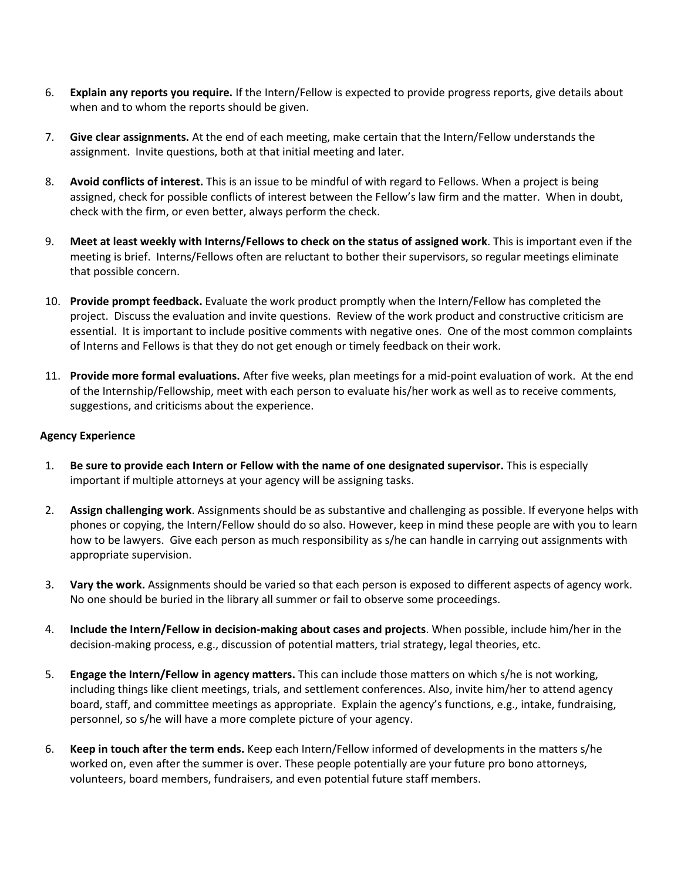6. **Explain any reports you require.** If the Intern/Fellow is expected to provide progress reports, give details about when and to whom the reports should be given.

7. **Give clear assignments.** At the end of each meeting, make certain that the Intern/Fellow understands the assignment. Invite questions, both at that initial meeting and later.

8. **Avoid conflicts of interest.** This is an issue to be mindful of with regard to Fellows. When a project is being assigned, check for possible conflicts of interest between the Fellow's law firm and the matter. When in doubt, check with the firm, or even better, always perform the check.

9. **Meet at least weekly with Interns/Fellows to check on the status of assigned work**. This is important even if the meeting is brief. Interns/Fellows often are reluctant to bother their supervisors, so regular meetings eliminate that possible concern.

10. **Provide prompt feedback.** Evaluate the work product promptly when the Intern/Fellow has completed the project. Discuss the evaluation and invite questions. Review of the work product and constructive criticism are essential. It is important to include positive comments with negative ones. One of the most common complaints of Interns and Fellows is that they do not get enough or timely feedback on their work.

11. **Provide more formal evaluations.** After five weeks, plan meetings for a mid-point evaluation of work. At the end of the Internship/Fellowship, meet with each person to evaluate his/her work as well as to receive comments, suggestions, and criticisms about the experience.

**Agency Experience**

1. **Be sure to provide each Intern or Fellow with the name of one designated supervisor.** This is especially important if multiple attorneys at your agency will be assigning tasks.

2. **Assign challenging work**. Assignments should be as substantive and challenging as possible. If everyone helps with phones or copying, the Intern/Fellow should do so also. However, keep in mind these people are with you to learn how to be lawyers. Give each person as much responsibility as s/he can handle in carrying out assignments with appropriate supervision.

3. **Vary the work.** Assignments should be varied so that each person is exposed to different aspects of agency work. No one should be buried in the library all summer or fail to observe some proceedings.

4. **Include the Intern/Fellow in decision-making about cases and projects**. When possible, include him/her in the decision-making process, e.g., discussion of potential matters, trial strategy, legal theories, etc.

5. **Engage the Intern/Fellow in agency matters.** This can include those matters on which s/he is not working, including things like client meetings, trials, and settlement conferences. Also, invite him/her to attend agency board, staff, and committee meetings as appropriate. Explain the agency's functions, e.g., intake, fundraising, personnel, so s/he will have a more complete picture of your agency.

6. **Keep in touch after the term ends.** Keep each Intern/Fellow informed of developments in the matters s/he worked on, even after the summer is over. These people potentially are your future pro bono attorneys, volunteers, board members, fundraisers, and even potential future staff members.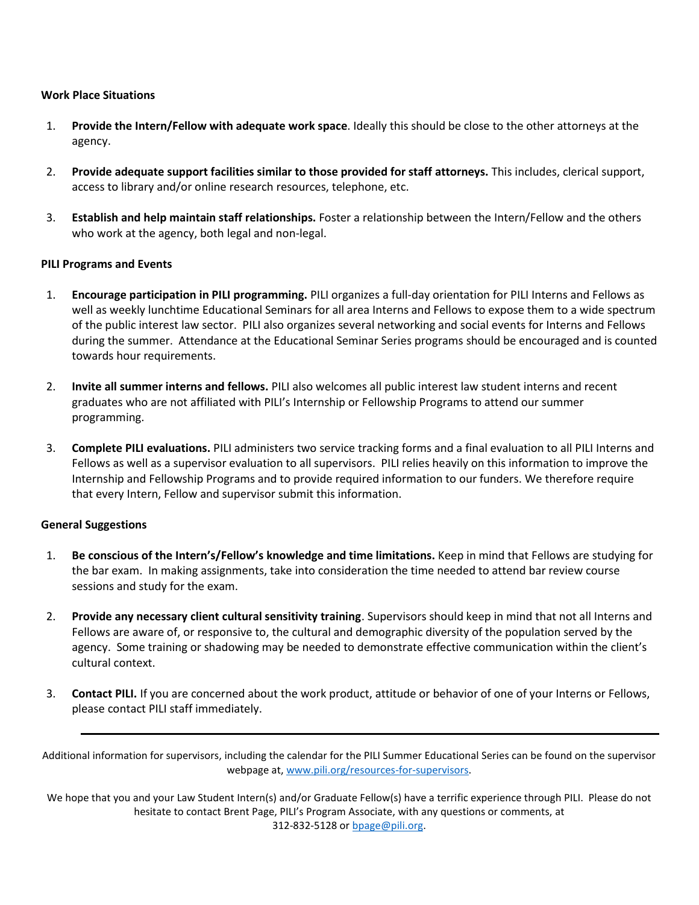**Work Place Situations**

1. **Provide the Intern/Fellow with adequate work space**. Ideally this should be close to the other attorneys at the agency.

2. **Provide adequate support facilities similar to those provided for staff attorneys.** This includes, clerical support, access to library and/or online research resources, telephone, etc.

3. **Establish and help maintain staff relationships.** Foster a relationship between the Intern/Fellow and the others who work at the agency, both legal and non-legal.

**PILI Programs and Events**

1. **Encourage participation in PILI programming.** PILI organizes a full-day orientation for PILI Interns and Fellows as well as weekly lunchtime Educational Seminars for all area Interns and Fellows to expose them to a wide spectrum of the public interest law sector. PILI also organizes several networking and social events for Interns and Fellows during the summer. Attendance at the Educational Seminar Series programs should be encouraged and is counted towards hour requirements.

2. **Invite all summer interns and fellows.** PILI also welcomes all public interest law student interns and recent graduates who are not affiliated with PILI's Internship or Fellowship Programs to attend our summer programming.

3. **Complete PILI evaluations.** PILI administers two service tracking forms and a final evaluation to all PILI Interns and Fellows as well as a supervisor evaluation to all supervisors. PILI relies heavily on this information to improve the Internship and Fellowship Programs and to provide required information to our funders. We therefore require that every Intern, Fellow and supervisor submit this information.

**General Suggestions**

1. **Be conscious of the Intern's/Fellow's knowledge and time limitations.** Keep in mind that Fellows are studying for the bar exam. In making assignments, take into consideration the time needed to attend bar review course sessions and study for the exam.

2. **Provide any necessary client cultural sensitivity training**. Supervisors should keep in mind that not all Interns and Fellows are aware of, or responsive to, the cultural and demographic diversity of the population served by the agency. Some training or shadowing may be needed to demonstrate effective communication within the client's cultural context.

3. **Contact PILI.** If you are concerned about the work product, attitude or behavior of one of your Interns or Fellows, please contact PILI staff immediately.

---

Additional information for supervisors, including the calendar for the PILI Summer Educational Series can be found on the supervisor webpage at, [www.pili.org/resources-for-supervisors](http://www.pili.org/resources-for-supervisors).

We hope that you and your Law Student Intern(s) and/or Graduate Fellow(s) have a terrific experience through PILI. Please do not hesitate to contact Brent Page, PILI's Program Associate, with any questions or comments, at 312-832-5128 or [bpage@pili.org](mailto:bpage@pili.org).